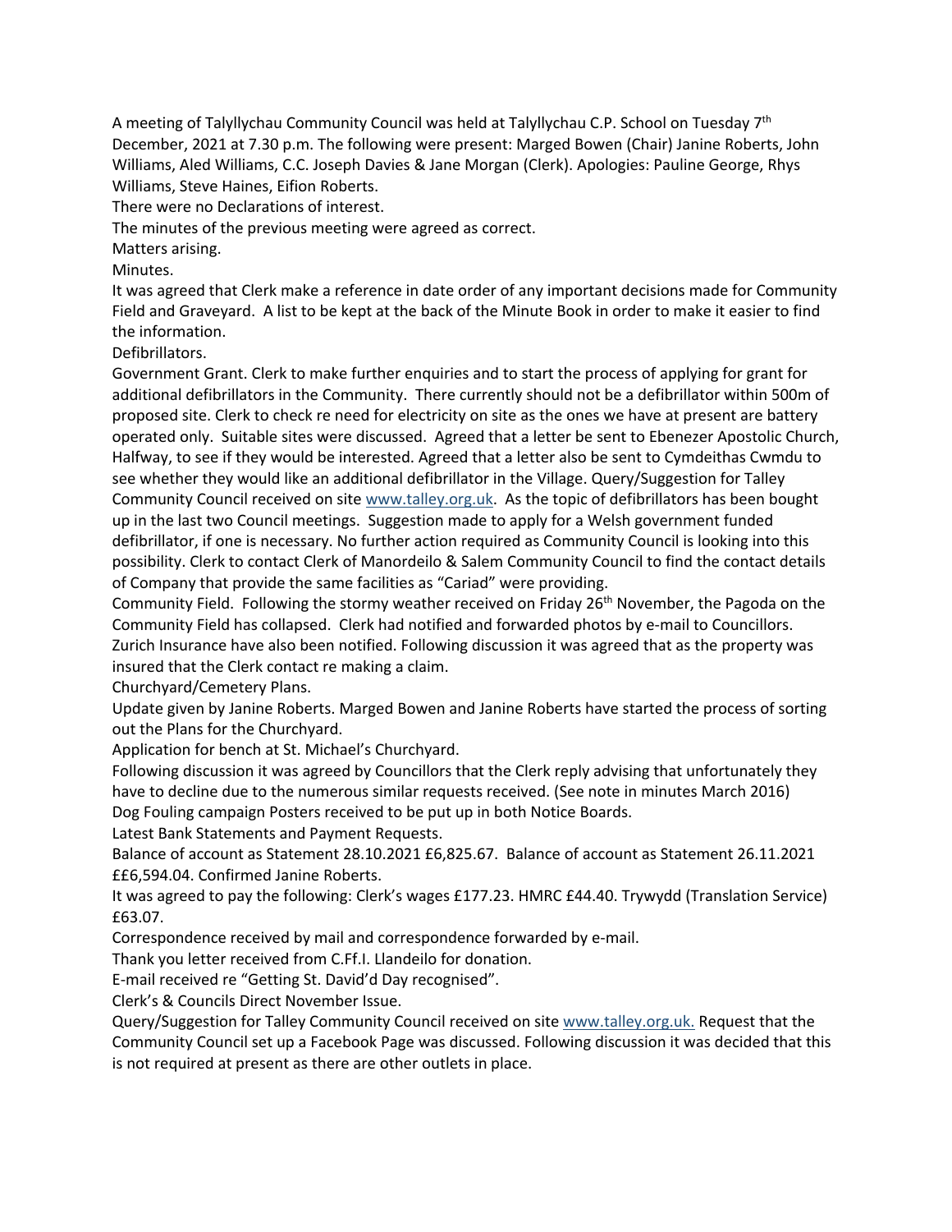A meeting of Talyllychau Community Council was held at Talyllychau C.P. School on Tuesday 7th December, 2021 at 7.30 p.m. The following were present: Marged Bowen (Chair) Janine Roberts, John Williams, Aled Williams, C.C. Joseph Davies & Jane Morgan (Clerk). Apologies: Pauline George, Rhys Williams, Steve Haines, Eifion Roberts.

There were no Declarations of interest.

The minutes of the previous meeting were agreed as correct.

Matters arising.

Minutes.

It was agreed that Clerk make a reference in date order of any important decisions made for Community Field and Graveyard. A list to be kept at the back of the Minute Book in order to make it easier to find the information.

Defibrillators.

Government Grant. Clerk to make further enquiries and to start the process of applying for grant for additional defibrillators in the Community. There currently should not be a defibrillator within 500m of proposed site. Clerk to check re need for electricity on site as the ones we have at present are battery operated only. Suitable sites were discussed. Agreed that a letter be sent to Ebenezer Apostolic Church, Halfway, to see if they would be interested. Agreed that a letter also be sent to Cymdeithas Cwmdu to see whether they would like an additional defibrillator in the Village. Query/Suggestion for Talley Community Council received on site www.talley.org.uk. As the topic of defibrillators has been bought up in the last two Council meetings. Suggestion made to apply for a Welsh government funded defibrillator, if one is necessary. No further action required as Community Council is looking into this possibility. Clerk to contact Clerk of Manordeilo & Salem Community Council to find the contact details of Company that provide the same facilities as "Cariad" were providing.

Community Field. Following the stormy weather received on Friday 26th November, the Pagoda on the Community Field has collapsed. Clerk had notified and forwarded photos by e-mail to Councillors. Zurich Insurance have also been notified. Following discussion it was agreed that as the property was insured that the Clerk contact re making a claim.

Churchyard/Cemetery Plans.

Update given by Janine Roberts. Marged Bowen and Janine Roberts have started the process of sorting out the Plans for the Churchyard.

Application for bench at St. Michael's Churchyard.

Following discussion it was agreed by Councillors that the Clerk reply advising that unfortunately they have to decline due to the numerous similar requests received. (See note in minutes March 2016)

Dog Fouling campaign Posters received to be put up in both Notice Boards.

Latest Bank Statements and Payment Requests.

Balance of account as Statement 28.10.2021 £6,825.67. Balance of account as Statement 26.11.2021 ££6,594.04. Confirmed Janine Roberts.

It was agreed to pay the following: Clerk's wages £177.23. HMRC £44.40. Trywydd (Translation Service) £63.07.

Correspondence received by mail and correspondence forwarded by e-mail.

Thank you letter received from C.Ff.I. Llandeilo for donation.

E-mail received re "Getting St. David'd Day recognised".

Clerk's & Councils Direct November Issue.

Query/Suggestion for Talley Community Council received on site www.talley.org.uk. Request that the Community Council set up a Facebook Page was discussed. Following discussion it was decided that this is not required at present as there are other outlets in place.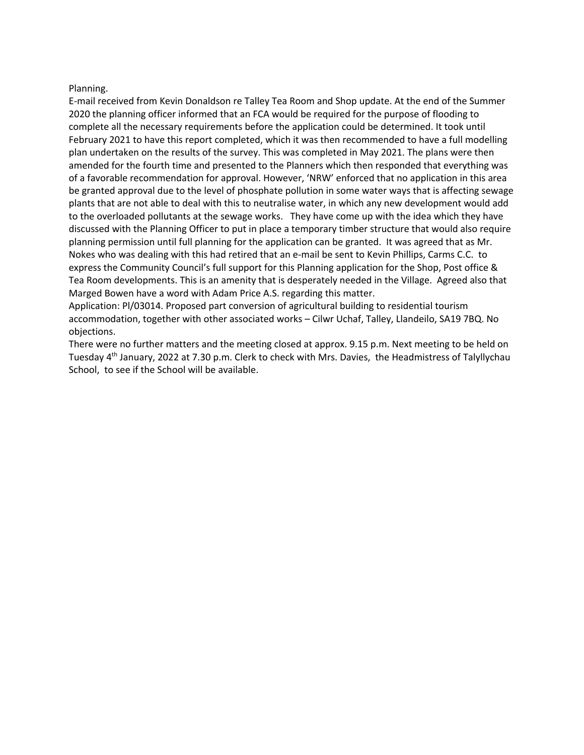Planning.

E-mail received from Kevin Donaldson re Talley Tea Room and Shop update. At the end of the Summer 2020 the planning officer informed that an FCA would be required for the purpose of flooding to complete all the necessary requirements before the application could be determined. It took until February 2021 to have this report completed, which it was then recommended to have a full modelling plan undertaken on the results of the survey. This was completed in May 2021. The plans were then amended for the fourth time and presented to the Planners which then responded that everything was of a favorable recommendation for approval. However, 'NRW' enforced that no application in this area be granted approval due to the level of phosphate pollution in some water ways that is affecting sewage plants that are not able to deal with this to neutralise water, in which any new development would add to the overloaded pollutants at the sewage works. They have come up with the idea which they have discussed with the Planning Officer to put in place a temporary timber structure that would also require planning permission until full planning for the application can be granted. It was agreed that as Mr. Nokes who was dealing with this had retired that an e-mail be sent to Kevin Phillips, Carms C.C. to express the Community Council's full support for this Planning application for the Shop, Post office & Tea Room developments. This is an amenity that is desperately needed in the Village. Agreed also that Marged Bowen have a word with Adam Price A.S. regarding this matter.

Application: Pl/03014. Proposed part conversion of agricultural building to residential tourism accommodation, together with other associated works – Cilwr Uchaf, Talley, Llandeilo, SA19 7BQ. No objections.

There were no further matters and the meeting closed at approx. 9.15 p.m. Next meeting to be held on Tuesday 4th January, 2022 at 7.30 p.m. Clerk to check with Mrs. Davies, the Headmistress of Talyllychau School, to see if the School will be available.